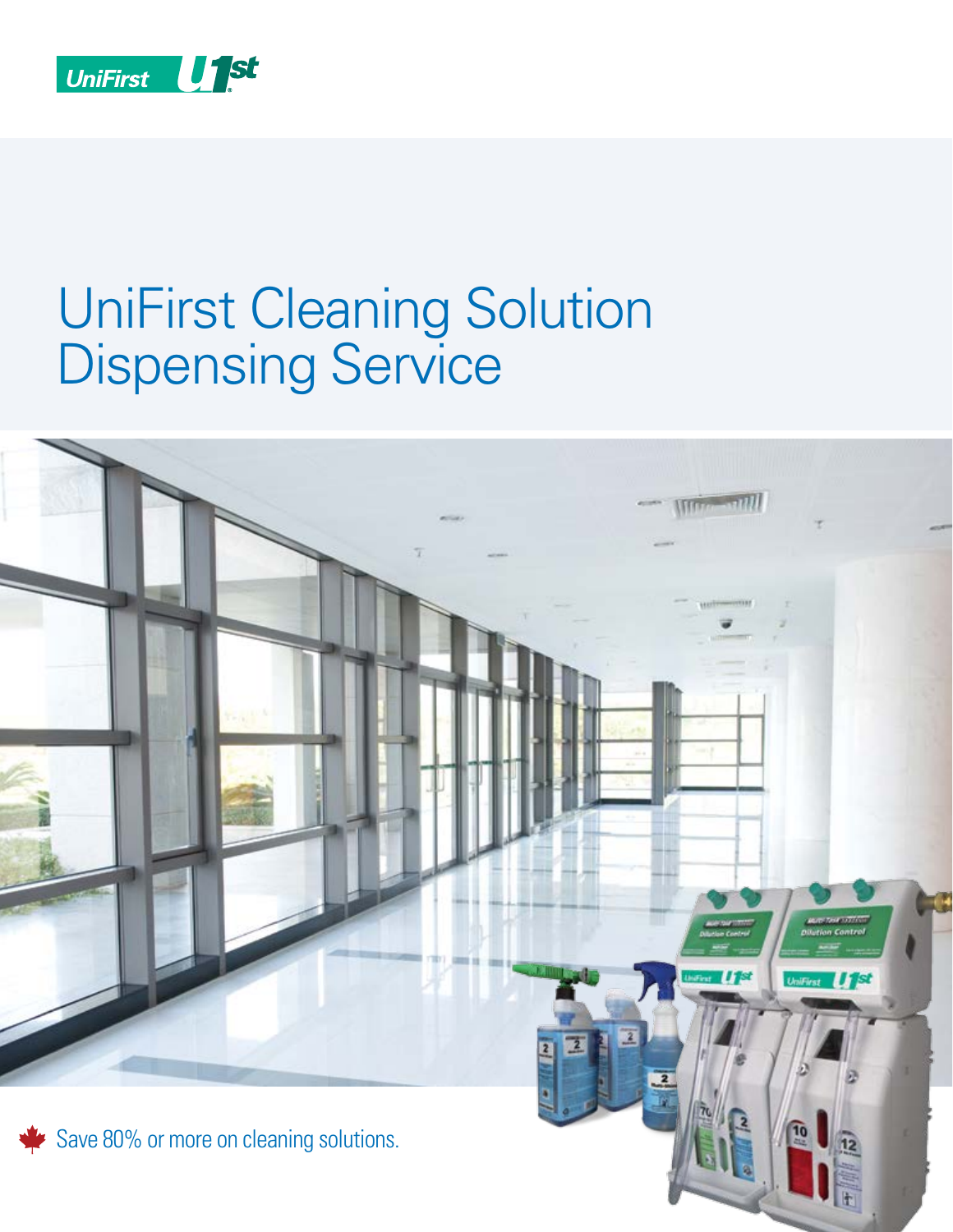UniFirst

# UniFirst Cleaning Solution Dispensing Service

Save 80% or more on cleaning solutions.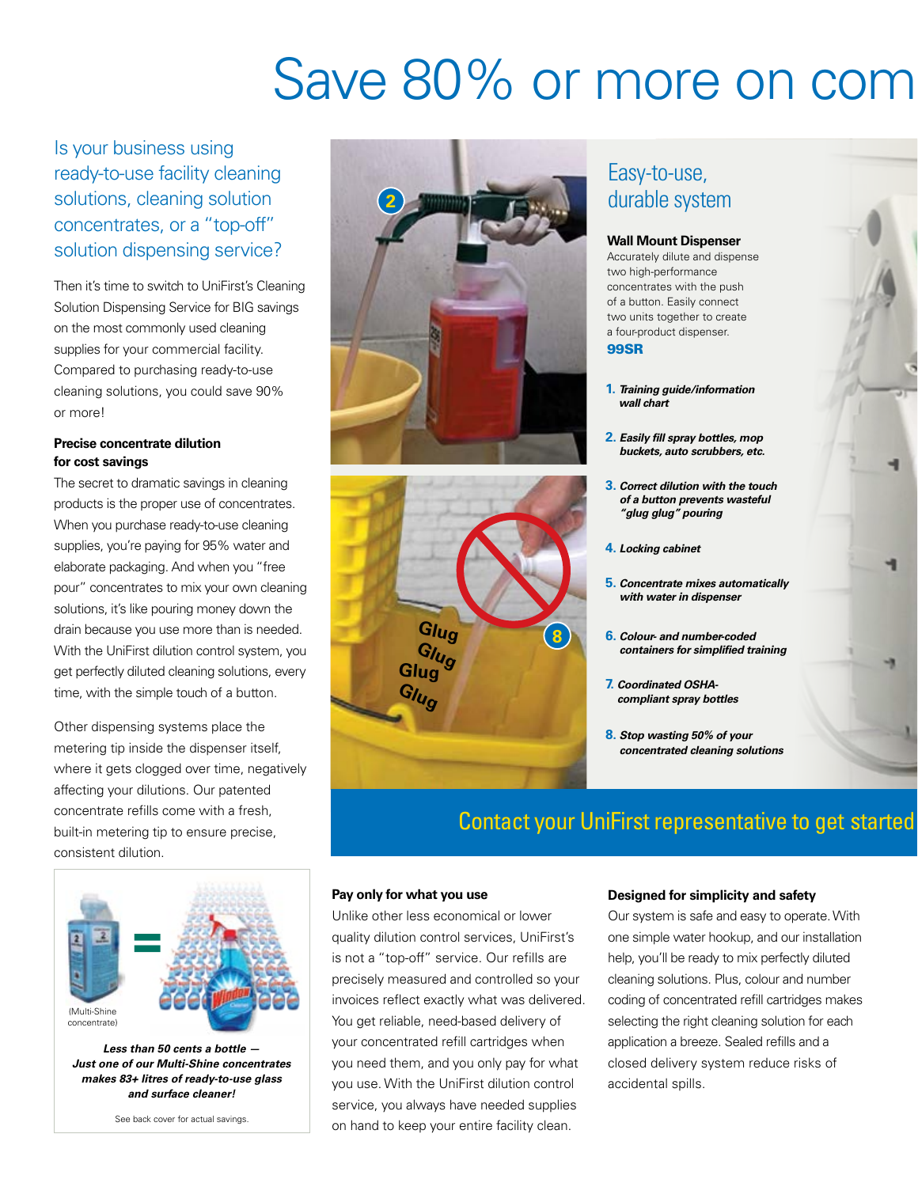# Save 80% or more on com

## Is your business using ready-to-use facility cleaning solutions, cleaning solution concentrates, or a "top-off" solution dispensing service?

Then it's time to switch to UniFirst's Cleaning Solution Dispensing Service for BIG savings on the most commonly used cleaning supplies for your commercial facility. Compared to purchasing ready-to-use cleaning solutions, you could save 90% or more!

**Precise concentrate dilution for cost savings**

The secret to dramatic savings in cleaning products is the proper use of concentrates. When you purchase ready-to-use cleaning supplies, you're paying for 95% water and elaborate packaging. And when you "free pour" concentrates to mix your own cleaning solutions, it's like pouring money down the drain because you use more than is needed. With the UniFirst dilution control system, you get perfectly diluted cleaning solutions, every time, with the simple touch of a button.

Other dispensing systems place the metering tip inside the dispenser itself, where it gets clogged over time, negatively affecting your dilutions. Our patented concentrate refills come with a fresh, built-in metering tip to ensure precise, consistent dilution.

(Multi-Shine concentrate)

***Less than 50 cents a bottle — Just one of our Multi-Shine concentrates makes 83+ litres of ready-to-use glass and surface cleaner!***

See back cover for actual savings.

2

8

Glug Glug Glug Glug

## Easy-to-use, durable system

**Wall Mount Dispenser**

Accurately dilute and dispense two high-performance concentrates with the push of a button. Easily connect two units together to create a four-product dispenser.

**99SR**

1. ***Training guide/information wall chart***
2. ***Easily fill spray bottles, mop buckets, auto scrubbers, etc.***
3. ***Correct dilution with the touch of a button prevents wasteful "glug glug" pouring***
4. ***Locking cabinet***
5. ***Concentrate mixes automatically with water in dispenser***
6. ***Colour- and number-coded containers for simplified training***
7. ***Coordinated OSHA-compliant spray bottles***
8. ***Stop wasting 50% of your concentrated cleaning solutions***

## Contact your UniFirst representative to get started

**Pay only for what you use**

Unlike other less economical or lower quality dilution control services, UniFirst's is not a "top-off" service. Our refills are precisely measured and controlled so your invoices reflect exactly what was delivered. You get reliable, need-based delivery of your concentrated refill cartridges when you need them, and you only pay for what you use. With the UniFirst dilution control service, you always have needed supplies on hand to keep your entire facility clean.

**Designed for simplicity and safety**

Our system is safe and easy to operate. With one simple water hookup, and our installation help, you'll be ready to mix perfectly diluted cleaning solutions. Plus, colour and number coding of concentrated refill cartridges makes selecting the right cleaning solution for each application a breeze. Sealed refills and a closed delivery system reduce risks of accidental spills.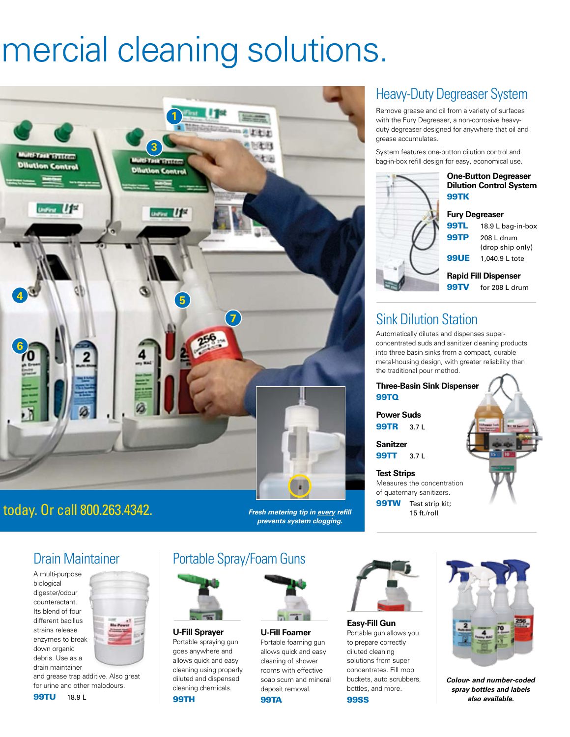# mercial cleaning solutions.

today. Or call 800.263.4342.

***Fresh metering tip in every refill prevents system clogging.***

## Heavy-Duty Degreaser System

Remove grease and oil from a variety of surfaces with the Fury Degreaser, a non-corrosive heavy-duty degreaser designed for anywhere that oil and grease accumulates.

System features one-button dilution control and bag-in-box refill design for easy, economical use.

**One-Button Degreaser Dilution Control System**
**99TK**

**Fury Degreaser**

| | |
|---|---|
| **99TL** | 18.9 L bag-in-box |
| **99TP** | 208 L drum (drop ship only) |
| **99UE** | 1,040.9 L tote |

**Rapid Fill Dispenser**

| | |
|---|---|
| **99TV** | for 208 L drum |

## Sink Dilution Station

Automatically dilutes and dispenses super-concentrated suds and sanitizer cleaning products into three basin sinks from a compact, durable metal-housing design, with greater reliability than the traditional pour method.

**Three-Basin Sink Dispenser**
**99TQ**

**Power Suds**
**99TR** 3.7 L

**Sanitzer**
**99TT** 3.7 L

**Test Strips**
Measures the concentration of quaternary sanitizers.
**99TW** Test strip kit; 15 ft./roll

## Drain Maintainer

A multi-purpose biological digester/odour counteractant. Its blend of four different bacillus strains release enzymes to break down organic debris. Use as a drain maintainer and grease trap additive. Also great for urine and other malodours.

**99TU** 18.9 L

## Portable Spray/Foam Guns

**U-Fill Sprayer**
Portable spraying gun goes anywhere and allows quick and easy cleaning using properly diluted and dispensed cleaning chemicals.
**99TH**

**U-Fill Foamer**
Portable foaming gun allows quick and easy cleaning of shower rooms with effective soap scum and mineral deposit removal.
**99TA**

**Easy-Fill Gun**
Portable gun allows you to prepare correctly diluted cleaning solutions from super concentrates. Fill mop buckets, auto scrubbers, bottles, and more.
**99SS**

***Colour- and number-coded spray bottles and labels also available.***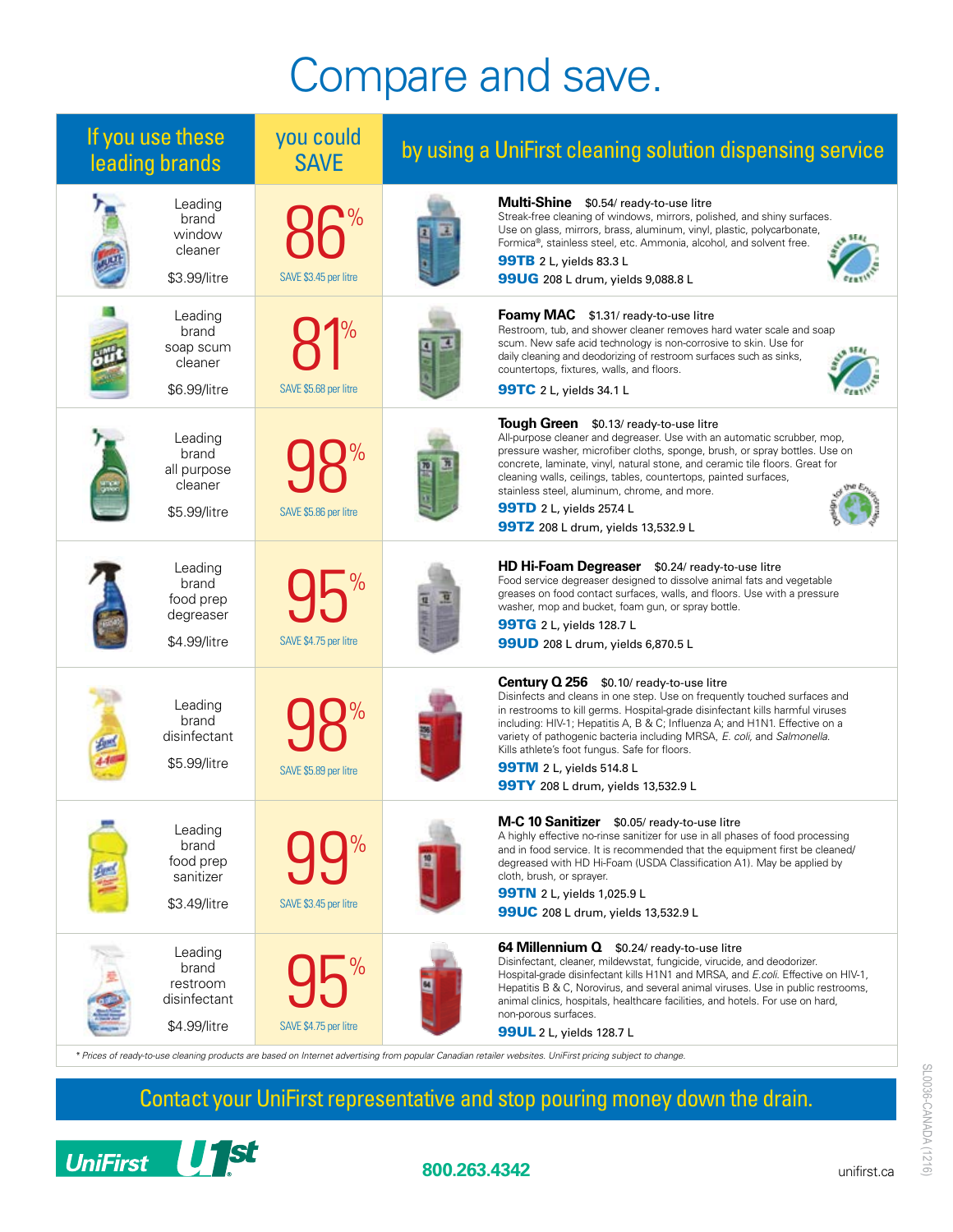# Compare and save.

| If you use these leading brands | you could SAVE | by using a UniFirst cleaning solution dispensing service |
|---|---|---|
| Leading brand window cleaner<br>$3.99/litre | **86%**<br>SAVE $3.45 per litre | **Multi-Shine** $0.54/ ready-to-use litre<br>Streak-free cleaning of windows, mirrors, polished, and shiny surfaces. Use on glass, mirrors, brass, aluminum, vinyl, plastic, polycarbonate, Formica®, stainless steel, etc. Ammonia, alcohol, and solvent free.<br>**99TB** 2 L, yields 83.3 L<br>**99UG** 208 L drum, yields 9,088.8 L |
| Leading brand soap scum cleaner<br>$6.99/litre | **81%**<br>SAVE $5.68 per litre | **Foamy MAC** $1.31/ ready-to-use litre<br>Restroom, tub, and shower cleaner removes hard water scale and soap scum. New safe acid technology is non-corrosive to skin. Use for daily cleaning and deodorizing of restroom surfaces such as sinks, countertops, fixtures, walls, and floors.<br>**99TC** 2 L, yields 34.1 L |
| Leading brand all purpose cleaner<br>$5.99/litre | **98%**<br>SAVE $5.86 per litre | **Tough Green** $0.13/ ready-to-use litre<br>All-purpose cleaner and degreaser. Use with an automatic scrubber, mop, pressure washer, microfiber cloths, sponge, brush, or spray bottles. Use on concrete, laminate, vinyl, natural stone, and ceramic tile floors. Great for cleaning walls, ceilings, tables, countertops, painted surfaces, stainless steel, aluminum, chrome, and more.<br>**99TD** 2 L, yields 257.4 L<br>**99TZ** 208 L drum, yields 13,532.9 L |
| Leading brand food prep degreaser<br>$4.99/litre | **95%**<br>SAVE $4.75 per litre | **HD Hi-Foam Degreaser** $0.24/ ready-to-use litre<br>Food service degreaser designed to dissolve animal fats and vegetable greases on food contact surfaces, walls, and floors. Use with a pressure washer, mop and bucket, foam gun, or spray bottle.<br>**99TG** 2 L, yields 128.7 L<br>**99UD** 208 L drum, yields 6,870.5 L |
| Leading brand disinfectant<br>$5.99/litre | **98%**<br>SAVE $5.89 per litre | **Century Q 256** $0.10/ ready-to-use litre<br>Disinfects and cleans in one step. Use on frequently touched surfaces and in restrooms to kill germs. Hospital-grade disinfectant kills harmful viruses including: HIV-1; Hepatitis A, B & C; Influenza A; and H1N1. Effective on a variety of pathogenic bacteria including MRSA, *E. coli*, and *Salmonella*. Kills athlete's foot fungus. Safe for floors.<br>**99TM** 2 L, yields 514.8 L<br>**99TY** 208 L drum, yields 13,532.9 L |
| Leading brand food prep sanitizer<br>$3.49/litre | **99%**<br>SAVE $3.45 per litre | **M-C 10 Sanitizer** $0.05/ ready-to-use litre<br>A highly effective no-rinse sanitizer for use in all phases of food processing and in food service. It is recommended that the equipment first be cleaned/ degreased with HD Hi-Foam (USDA Classification A1). May be applied by cloth, brush, or sprayer.<br>**99TN** 2 L, yields 1,025.9 L<br>**99UC** 208 L drum, yields 13,532.9 L |
| Leading brand restroom disinfectant<br>$4.99/litre | **95%**<br>SAVE $4.75 per litre | **64 Millennium Q** $0.24/ ready-to-use litre<br>Disinfectant, cleaner, mildewstat, fungicide, virucide, and deodorizer. Hospital-grade disinfectant kills H1N1 and MRSA, and *E.coli*. Effective on HIV-1, Hepatitis B & C, Norovirus, and several animal viruses. Use in public restrooms, animal clinics, hospitals, healthcare facilities, and hotels. For use on hard, non-porous surfaces.<br>**99UL** 2 L, yields 128.7 L |

*\* Prices of ready-to-use cleaning products are based on Internet advertising from popular Canadian retailer websites. UniFirst pricing subject to change.*

## Contact your UniFirst representative and stop pouring money down the drain.

UniFirst

**800.263.4342**

unifirst.ca

SL0036-CANADA (1216)